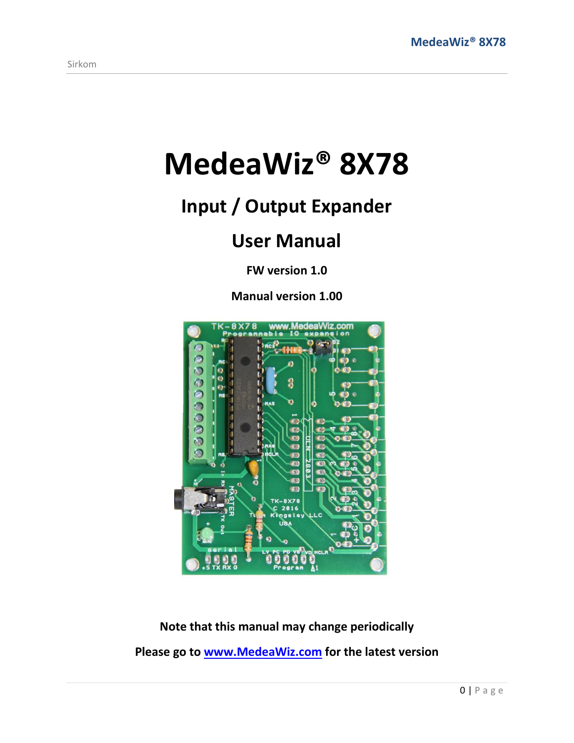# MedeaWiz® 8X78

## Input / Output Expander

## User Manual

**FW version 1.0**

**Manual version 1.00**

**Note that this manual may change periodically**

**Please go to [www.MedeaWiz.com](http://www.MedeaWiz.com) for the latest version**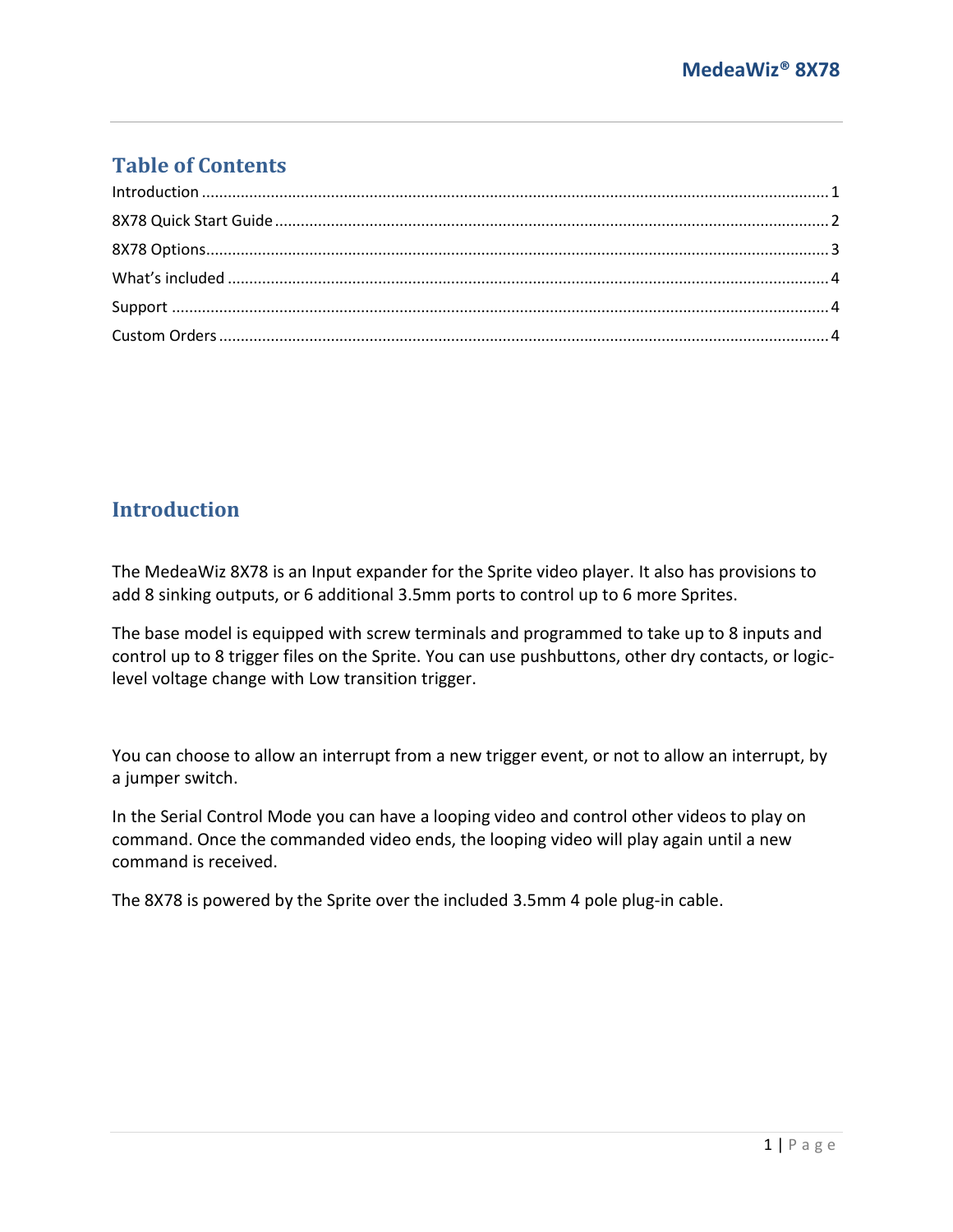## Table of Contents

Introduction ........................................................................................................................................ 1

8X78 Quick Start Guide ........................................................................................................................ 2

8X78 Options........................................................................................................................................ 3

What's included .................................................................................................................................. 4

Support ................................................................................................................................................ 4

Custom Orders ..................................................................................................................................... 4

## Introduction

The MedeaWiz 8X78 is an Input expander for the Sprite video player. It also has provisions to add 8 sinking outputs, or 6 additional 3.5mm ports to control up to 6 more Sprites.

The base model is equipped with screw terminals and programmed to take up to 8 inputs and control up to 8 trigger files on the Sprite. You can use pushbuttons, other dry contacts, or logic-level voltage change with Low transition trigger.

You can choose to allow an interrupt from a new trigger event, or not to allow an interrupt, by a jumper switch.

In the Serial Control Mode you can have a looping video and control other videos to play on command. Once the commanded video ends, the looping video will play again until a new command is received.

The 8X78 is powered by the Sprite over the included 3.5mm 4 pole plug-in cable.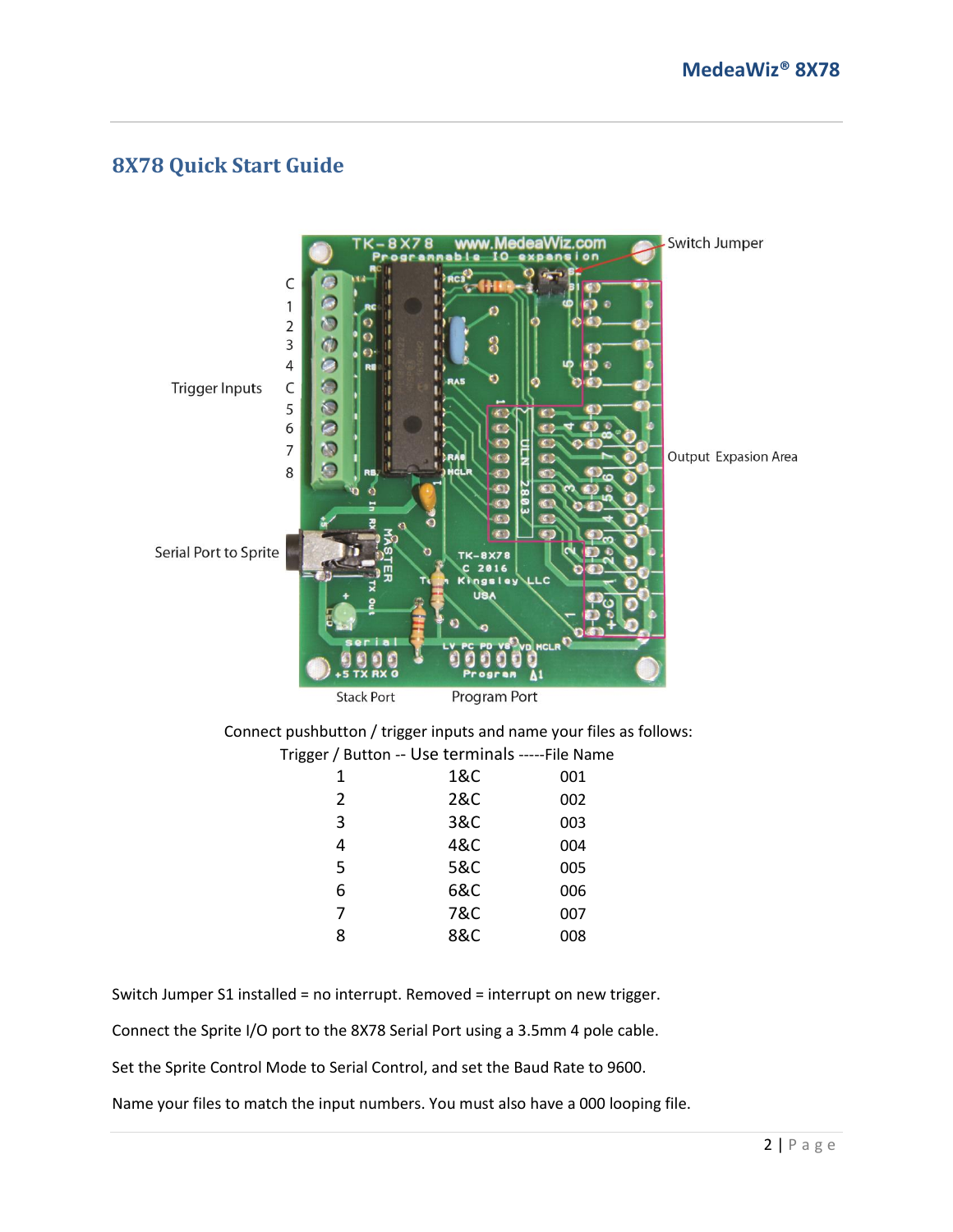## 8X78 Quick Start Guide

Connect pushbutton / trigger inputs and name your files as follows:

| Trigger / Button | Use terminals | File Name |
|---|---|---|
| 1 | 1&C | 001 |
| 2 | 2&C | 002 |
| 3 | 3&C | 003 |
| 4 | 4&C | 004 |
| 5 | 5&C | 005 |
| 6 | 6&C | 006 |
| 7 | 7&C | 007 |
| 8 | 8&C | 008 |

Switch Jumper S1 installed = no interrupt. Removed = interrupt on new trigger.

Connect the Sprite I/O port to the 8X78 Serial Port using a 3.5mm 4 pole cable.

Set the Sprite Control Mode to Serial Control, and set the Baud Rate to 9600.

Name your files to match the input numbers. You must also have a 000 looping file.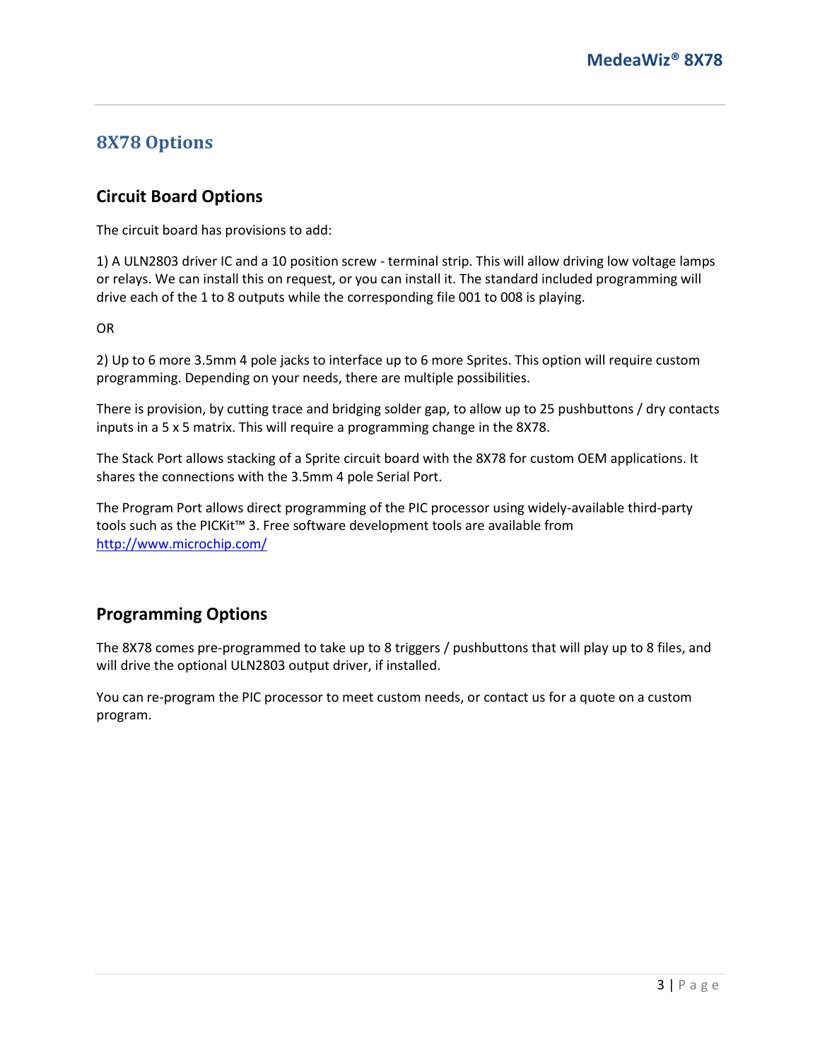# 8X78 Options

## Circuit Board Options

The circuit board has provisions to add:

1) A ULN2803 driver IC and a 10 position screw - terminal strip. This will allow driving low voltage lamps or relays. We can install this on request, or you can install it. The standard included programming will drive each of the 1 to 8 outputs while the corresponding file 001 to 008 is playing.

OR

2) Up to 6 more 3.5mm 4 pole jacks to interface up to 6 more Sprites. This option will require custom programming. Depending on your needs, there are multiple possibilities.

There is provision, by cutting trace and bridging solder gap, to allow up to 25 pushbuttons / dry contacts inputs in a 5 x 5 matrix. This will require a programming change in the 8X78.

The Stack Port allows stacking of a Sprite circuit board with the 8X78 for custom OEM applications. It shares the connections with the 3.5mm 4 pole Serial Port.

The Program Port allows direct programming of the PIC processor using widely-available third-party tools such as the PICKit™ 3. Free software development tools are available from [http://www.microchip.com/](http://www.microchip.com/)

## Programming Options

The 8X78 comes pre-programmed to take up to 8 triggers / pushbuttons that will play up to 8 files, and will drive the optional ULN2803 output driver, if installed.

You can re-program the PIC processor to meet custom needs, or contact us for a quote on a custom program.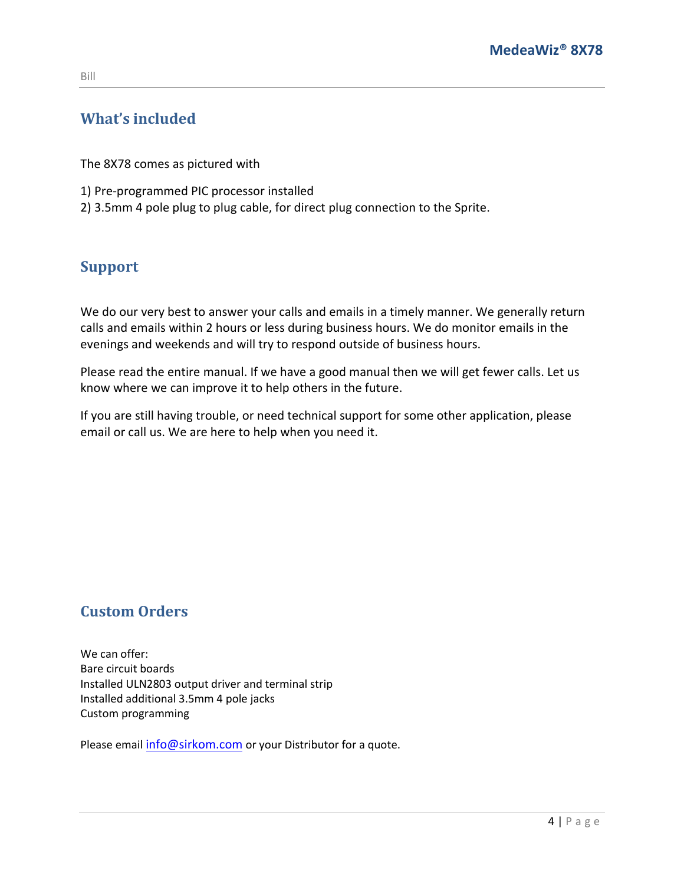## What's included

The 8X78 comes as pictured with

1) Pre-programmed PIC processor installed
2) 3.5mm 4 pole plug to plug cable, for direct plug connection to the Sprite.

## Support

We do our very best to answer your calls and emails in a timely manner. We generally return calls and emails within 2 hours or less during business hours. We do monitor emails in the evenings and weekends and will try to respond outside of business hours.

Please read the entire manual. If we have a good manual then we will get fewer calls. Let us know where we can improve it to help others in the future.

If you are still having trouble, or need technical support for some other application, please email or call us. We are here to help when you need it.

## Custom Orders

We can offer:
Bare circuit boards
Installed ULN2803 output driver and terminal strip
Installed additional 3.5mm 4 pole jacks
Custom programming

Please email info@sirkom.com or your Distributor for a quote.